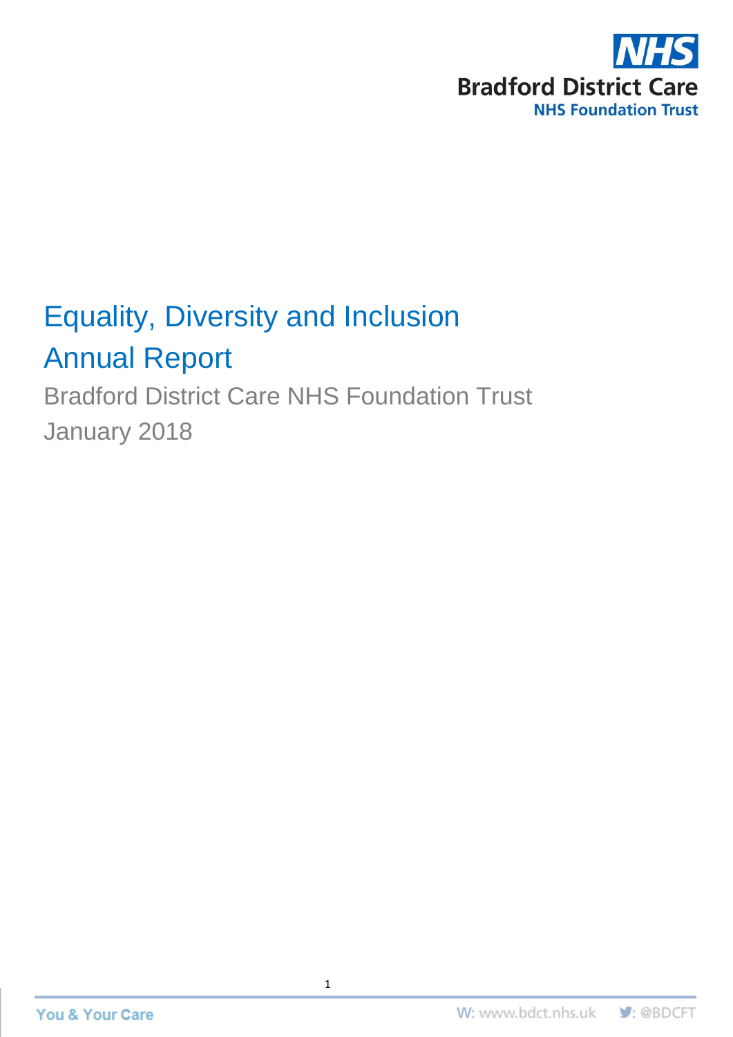NHS
Bradford District Care
NHS Foundation Trust

# Equality, Diversity and Inclusion Annual Report

Bradford District Care NHS Foundation Trust

January 2018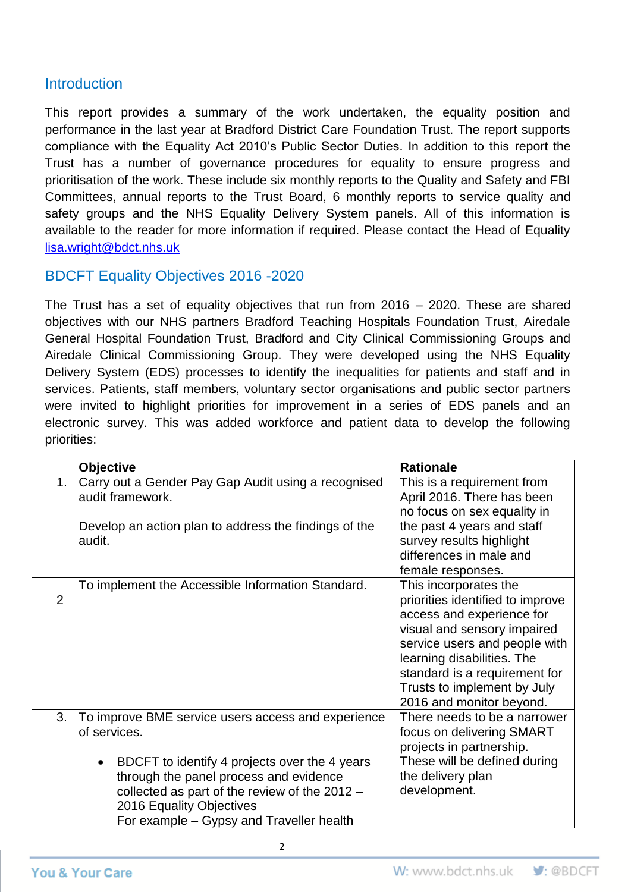## Introduction

This report provides a summary of the work undertaken, the equality position and performance in the last year at Bradford District Care Foundation Trust. The report supports compliance with the Equality Act 2010's Public Sector Duties. In addition to this report the Trust has a number of governance procedures for equality to ensure progress and prioritisation of the work. These include six monthly reports to the Quality and Safety and FBI Committees, annual reports to the Trust Board, 6 monthly reports to service quality and safety groups and the NHS Equality Delivery System panels. All of this information is available to the reader for more information if required. Please contact the Head of Equality [lisa.wright@bdct.nhs.uk](mailto:lisa.wright@bdct.nhs.uk)

## BDCFT Equality Objectives 2016 -2020

The Trust has a set of equality objectives that run from 2016 – 2020. These are shared objectives with our NHS partners Bradford Teaching Hospitals Foundation Trust, Airedale General Hospital Foundation Trust, Bradford and City Clinical Commissioning Groups and Airedale Clinical Commissioning Group. They were developed using the NHS Equality Delivery System (EDS) processes to identify the inequalities for patients and staff and in services. Patients, staff members, voluntary sector organisations and public sector partners were invited to highlight priorities for improvement in a series of EDS panels and an electronic survey. This was added workforce and patient data to develop the following priorities:

| | **Objective** | **Rationale** |
|---|---|---|
| 1. | Carry out a Gender Pay Gap Audit using a recognised audit framework.<br><br>Develop an action plan to address the findings of the audit. | This is a requirement from April 2016. There has been no focus on sex equality in the past 4 years and staff survey results highlight differences in male and female responses. |
| 2 | To implement the Accessible Information Standard. | This incorporates the priorities identified to improve access and experience for visual and sensory impaired service users and people with learning disabilities. The standard is a requirement for Trusts to implement by July 2016 and monitor beyond. |
| 3. | To improve BME service users access and experience of services.<br><br>• BDCFT to identify 4 projects over the 4 years through the panel process and evidence collected as part of the review of the 2012 – 2016 Equality Objectives<br>For example – Gypsy and Traveller health | There needs to be a narrower focus on delivering SMART projects in partnership. These will be defined during the delivery plan development. |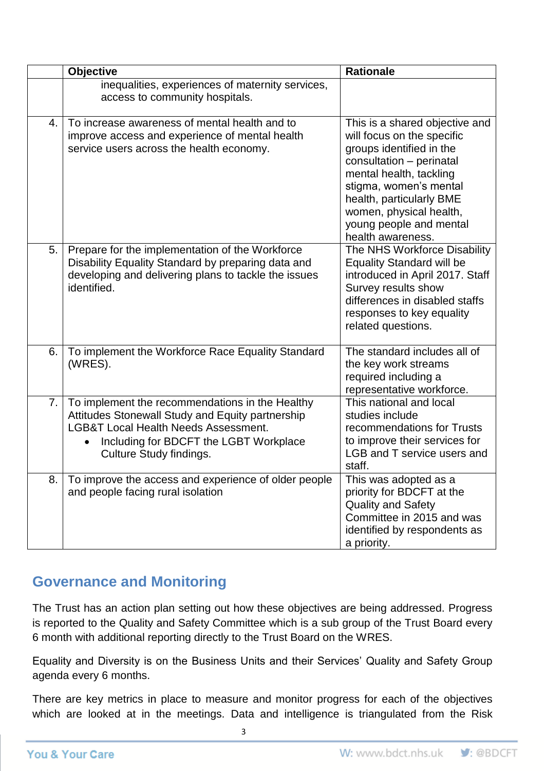| | Objective | Rationale |
|---|---|---|
| | inequalities, experiences of maternity services, access to community hospitals. | |
| 4. | To increase awareness of mental health and to improve access and experience of mental health service users across the health economy. | This is a shared objective and will focus on the specific groups identified in the consultation – perinatal mental health, tackling stigma, women's mental health, particularly BME women, physical health, young people and mental health awareness. |
| 5. | Prepare for the implementation of the Workforce Disability Equality Standard by preparing data and developing and delivering plans to tackle the issues identified. | The NHS Workforce Disability Equality Standard will be introduced in April 2017. Staff Survey results show differences in disabled staffs responses to key equality related questions. |
| 6. | To implement the Workforce Race Equality Standard (WRES). | The standard includes all of the key work streams required including a representative workforce. |
| 7. | To implement the recommendations in the Healthy Attitudes Stonewall Study and Equity partnership LGB&T Local Health Needs Assessment. <br>• Including for BDCFT the LGBT Workplace Culture Study findings. | This national and local studies include recommendations for Trusts to improve their services for LGB and T service users and staff. |
| 8. | To improve the access and experience of older people and people facing rural isolation | This was adopted as a priority for BDCFT at the Quality and Safety Committee in 2015 and was identified by respondents as a priority. |

## Governance and Monitoring

The Trust has an action plan setting out how these objectives are being addressed. Progress is reported to the Quality and Safety Committee which is a sub group of the Trust Board every 6 month with additional reporting directly to the Trust Board on the WRES.

Equality and Diversity is on the Business Units and their Services' Quality and Safety Group agenda every 6 months.

There are key metrics in place to measure and monitor progress for each of the objectives which are looked at in the meetings. Data and intelligence is triangulated from the Risk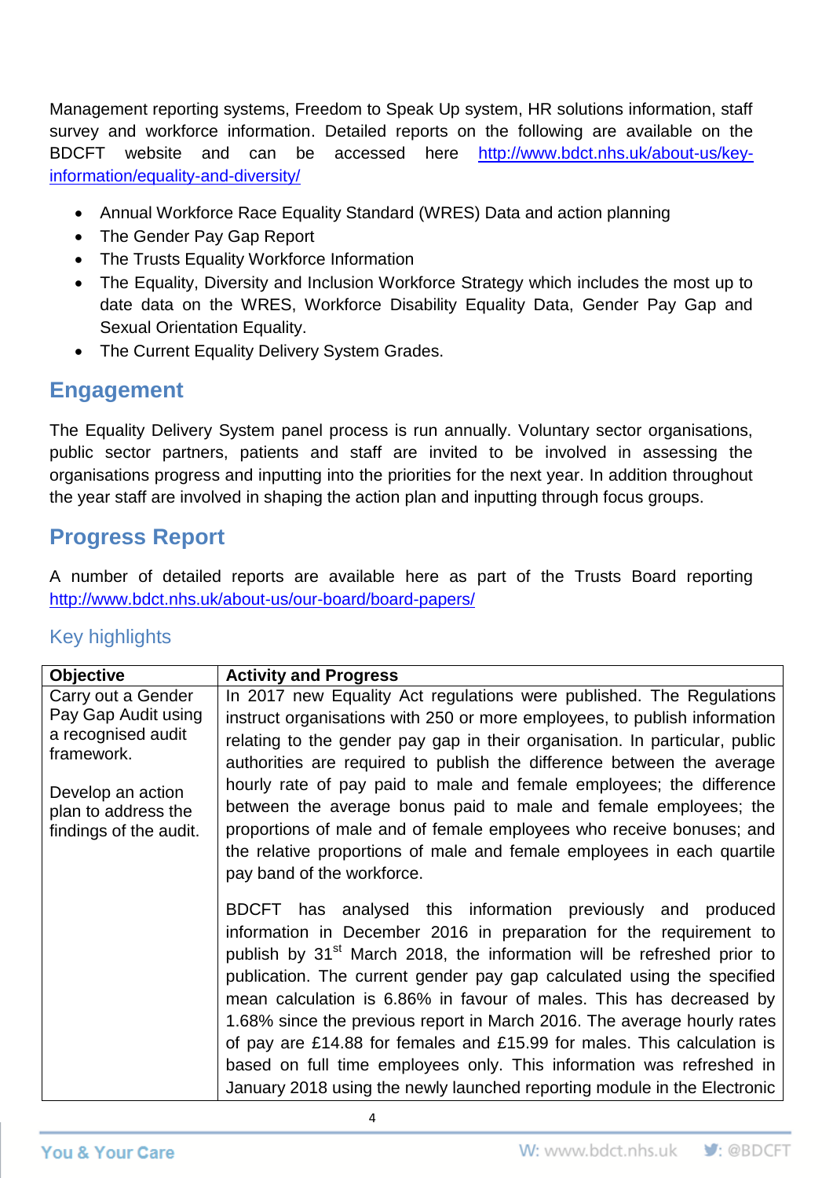Management reporting systems, Freedom to Speak Up system, HR solutions information, staff survey and workforce information. Detailed reports on the following are available on the BDCFT website and can be accessed here http://www.bdct.nhs.uk/about-us/key-information/equality-and-diversity/

- Annual Workforce Race Equality Standard (WRES) Data and action planning
- The Gender Pay Gap Report
- The Trusts Equality Workforce Information
- The Equality, Diversity and Inclusion Workforce Strategy which includes the most up to date data on the WRES, Workforce Disability Equality Data, Gender Pay Gap and Sexual Orientation Equality.
- The Current Equality Delivery System Grades.

## Engagement

The Equality Delivery System panel process is run annually. Voluntary sector organisations, public sector partners, patients and staff are invited to be involved in assessing the organisations progress and inputting into the priorities for the next year. In addition throughout the year staff are involved in shaping the action plan and inputting through focus groups.

## Progress Report

A number of detailed reports are available here as part of the Trusts Board reporting http://www.bdct.nhs.uk/about-us/our-board/board-papers/

### Key highlights

| Objective | Activity and Progress |
|---|---|
| Carry out a Gender Pay Gap Audit using a recognised audit framework.<br><br>Develop an action plan to address the findings of the audit. | In 2017 new Equality Act regulations were published. The Regulations instruct organisations with 250 or more employees, to publish information relating to the gender pay gap in their organisation. In particular, public authorities are required to publish the difference between the average hourly rate of pay paid to male and female employees; the difference between the average bonus paid to male and female employees; the proportions of male and of female employees who receive bonuses; and the relative proportions of male and female employees in each quartile pay band of the workforce.<br><br>BDCFT has analysed this information previously and produced information in December 2016 in preparation for the requirement to publish by 31st March 2018, the information will be refreshed prior to publication. The current gender pay gap calculated using the specified mean calculation is 6.86% in favour of males. This has decreased by 1.68% since the previous report in March 2016. The average hourly rates of pay are £14.88 for females and £15.99 for males. This calculation is based on full time employees only. This information was refreshed in January 2018 using the newly launched reporting module in the Electronic |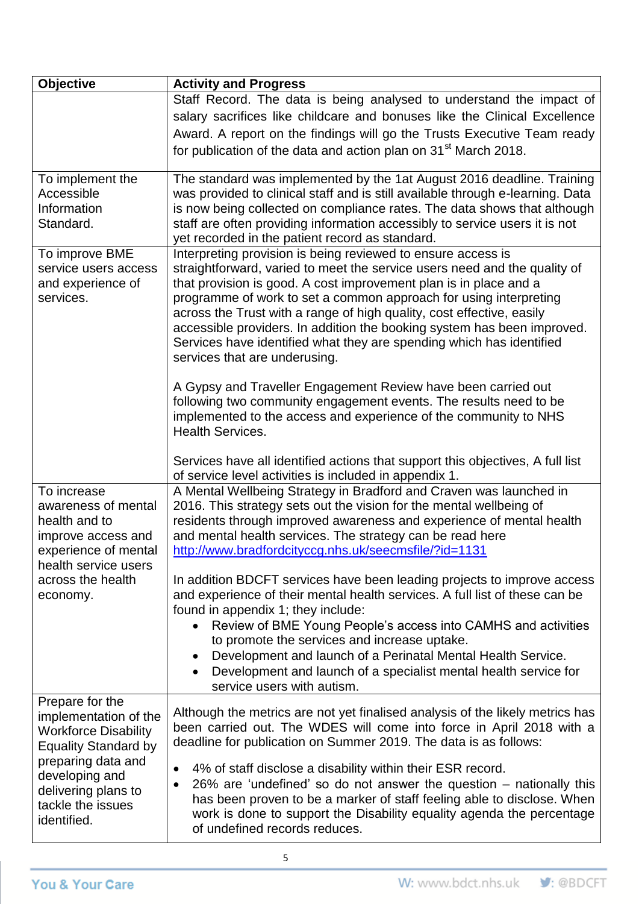| Objective | Activity and Progress |
|---|---|
| | Staff Record. The data is being analysed to understand the impact of salary sacrifices like childcare and bonuses like the Clinical Excellence Award. A report on the findings will go the Trusts Executive Team ready for publication of the data and action plan on 31st March 2018. |
| To implement the Accessible Information Standard. | The standard was implemented by the 1at August 2016 deadline. Training was provided to clinical staff and is still available through e-learning. Data is now being collected on compliance rates. The data shows that although staff are often providing information accessibly to service users it is not yet recorded in the patient record as standard. |
| To improve BME service users access and experience of services. | Interpreting provision is being reviewed to ensure access is straightforward, varied to meet the service users need and the quality of that provision is good. A cost improvement plan is in place and a programme of work to set a common approach for using interpreting across the Trust with a range of high quality, cost effective, easily accessible providers. In addition the booking system has been improved. Services have identified what they are spending which has identified services that are underusing.<br><br>A Gypsy and Traveller Engagement Review have been carried out following two community engagement events. The results need to be implemented to the access and experience of the community to NHS Health Services.<br><br>Services have all identified actions that support this objectives, A full list of service level activities is included in appendix 1. |
| To increase awareness of mental health and to improve access and experience of mental health service users across the health economy. | A Mental Wellbeing Strategy in Bradford and Craven was launched in 2016. This strategy sets out the vision for the mental wellbeing of residents through improved awareness and experience of mental health and mental health services. The strategy can be read here http://www.bradfordcityccg.nhs.uk/seecmsfile/?id=1131<br><br>In addition BDCFT services have been leading projects to improve access and experience of their mental health services. A full list of these can be found in appendix 1; they include:<br>• Review of BME Young People's access into CAMHS and activities to promote the services and increase uptake.<br>• Development and launch of a Perinatal Mental Health Service.<br>• Development and launch of a specialist mental health service for service users with autism. |
| Prepare for the implementation of the Workforce Disability Equality Standard by preparing data and developing and delivering plans to tackle the issues identified. | Although the metrics are not yet finalised analysis of the likely metrics has been carried out. The WDES will come into force in April 2018 with a deadline for publication on Summer 2019. The data is as follows:<br>• 4% of staff disclose a disability within their ESR record.<br>• 26% are 'undefined' so do not answer the question – nationally this has been proven to be a marker of staff feeling able to disclose. When work is done to support the Disability equality agenda the percentage of undefined records reduces. |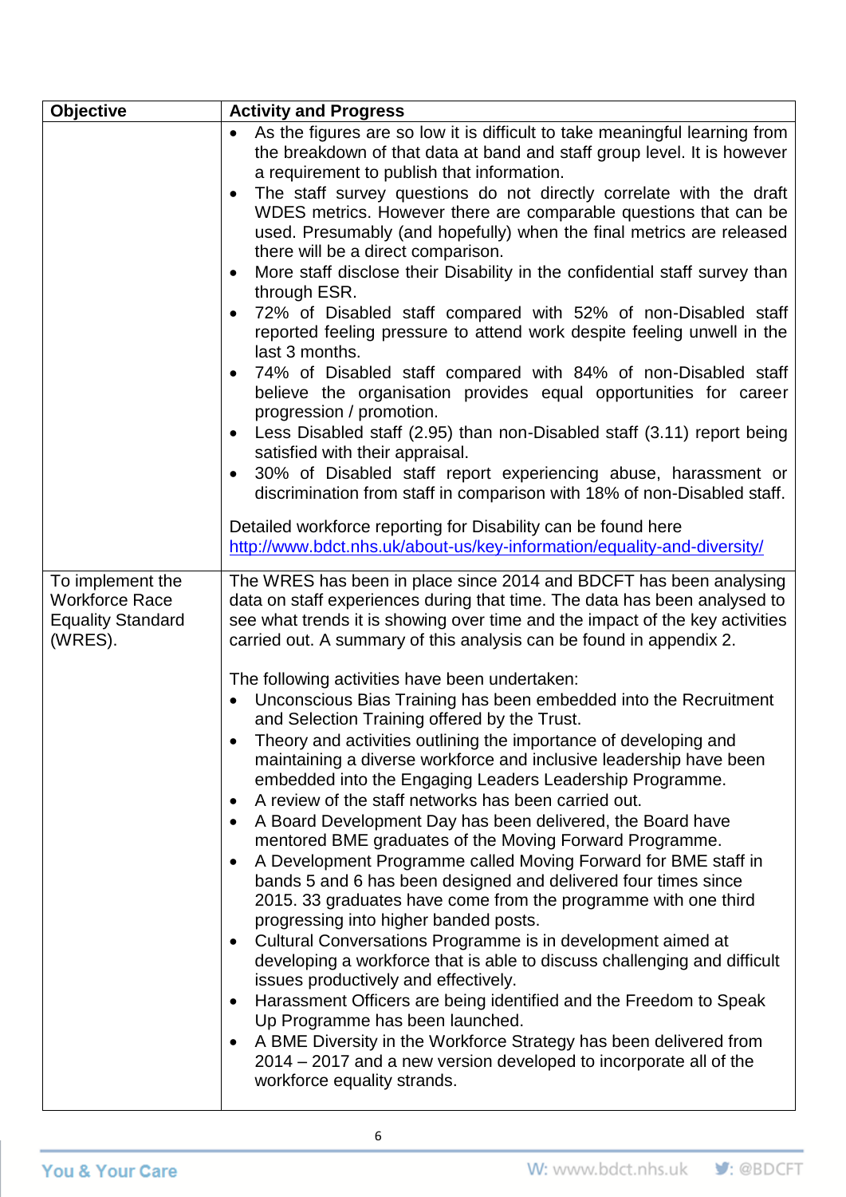| Objective | Activity and Progress |
| --- | --- |
| | • As the figures are so low it is difficult to take meaningful learning from the breakdown of that data at band and staff group level. It is however a requirement to publish that information.<br>• The staff survey questions do not directly correlate with the draft WDES metrics. However there are comparable questions that can be used. Presumably (and hopefully) when the final metrics are released there will be a direct comparison.<br>• More staff disclose their Disability in the confidential staff survey than through ESR.<br>• 72% of Disabled staff compared with 52% of non-Disabled staff reported feeling pressure to attend work despite feeling unwell in the last 3 months.<br>• 74% of Disabled staff compared with 84% of non-Disabled staff believe the organisation provides equal opportunities for career progression / promotion.<br>• Less Disabled staff (2.95) than non-Disabled staff (3.11) report being satisfied with their appraisal.<br>• 30% of Disabled staff report experiencing abuse, harassment or discrimination from staff in comparison with 18% of non-Disabled staff.<br><br>Detailed workforce reporting for Disability can be found here [http://www.bdct.nhs.uk/about-us/key-information/equality-and-diversity/](http://www.bdct.nhs.uk/about-us/key-information/equality-and-diversity/) |
| To implement the Workforce Race Equality Standard (WRES). | The WRES has been in place since 2014 and BDCFT has been analysing data on staff experiences during that time. The data has been analysed to see what trends it is showing over time and the impact of the key activities carried out. A summary of this analysis can be found in appendix 2.<br><br>The following activities have been undertaken:<br>• Unconscious Bias Training has been embedded into the Recruitment and Selection Training offered by the Trust.<br>• Theory and activities outlining the importance of developing and maintaining a diverse workforce and inclusive leadership have been embedded into the Engaging Leaders Leadership Programme.<br>• A review of the staff networks has been carried out.<br>• A Board Development Day has been delivered, the Board have mentored BME graduates of the Moving Forward Programme.<br>• A Development Programme called Moving Forward for BME staff in bands 5 and 6 has been designed and delivered four times since 2015. 33 graduates have come from the programme with one third progressing into higher banded posts.<br>• Cultural Conversations Programme is in development aimed at developing a workforce that is able to discuss challenging and difficult issues productively and effectively.<br>• Harassment Officers are being identified and the Freedom to Speak Up Programme has been launched.<br>• A BME Diversity in the Workforce Strategy has been delivered from 2014 – 2017 and a new version developed to incorporate all of the workforce equality strands. |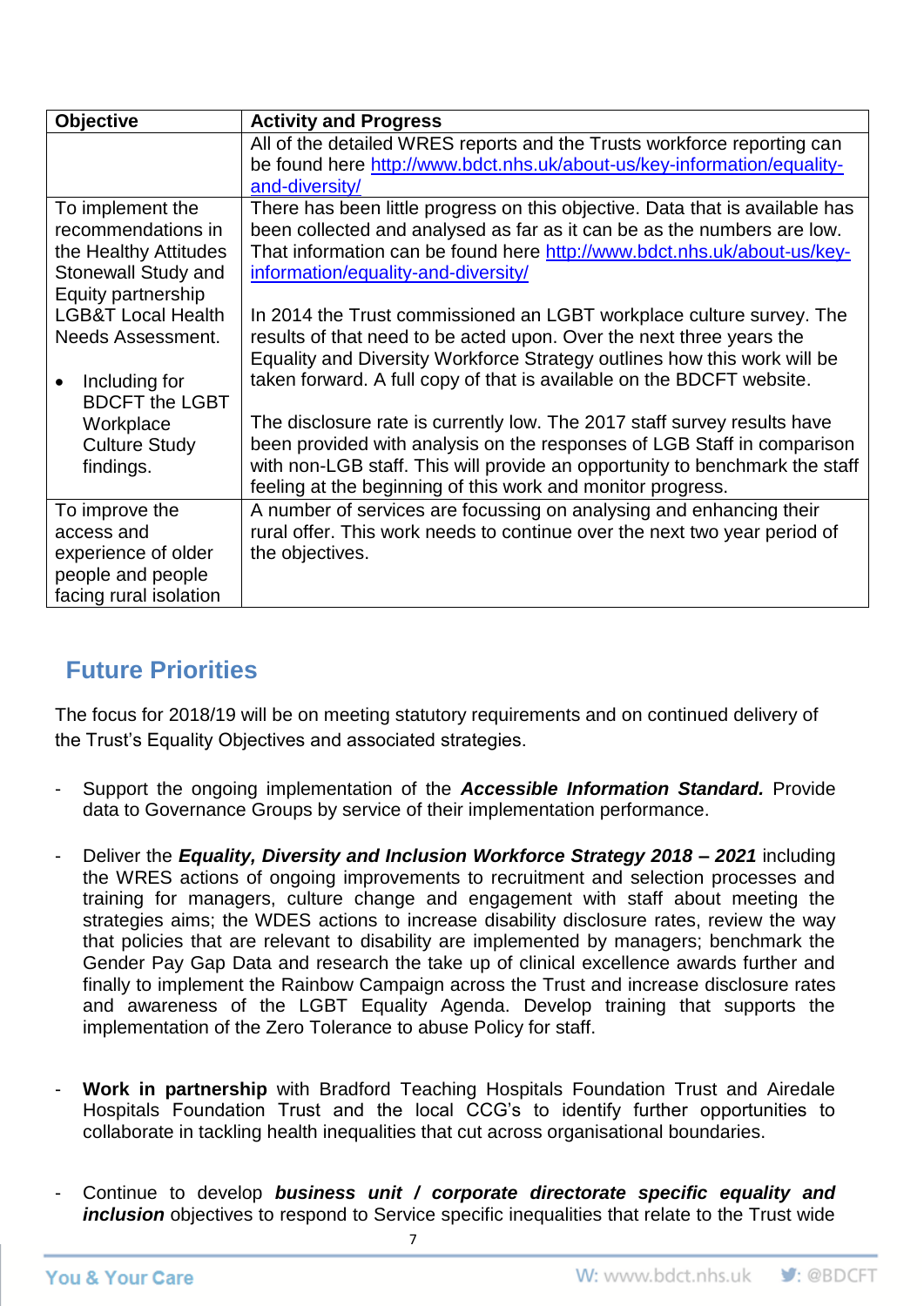| Objective | Activity and Progress |
|---|---|
| | All of the detailed WRES reports and the Trusts workforce reporting can be found here http://www.bdct.nhs.uk/about-us/key-information/equality-and-diversity/ |
| To implement the recommendations in the Healthy Attitudes Stonewall Study and Equity partnership LGB&T Local Health Needs Assessment.<br><br>• Including for BDCFT the LGBT Workplace Culture Study findings. | There has been little progress on this objective. Data that is available has been collected and analysed as far as it can be as the numbers are low. That information can be found here http://www.bdct.nhs.uk/about-us/key-information/equality-and-diversity/<br><br>In 2014 the Trust commissioned an LGBT workplace culture survey. The results of that need to be acted upon. Over the next three years the Equality and Diversity Workforce Strategy outlines how this work will be taken forward. A full copy of that is available on the BDCFT website.<br><br>The disclosure rate is currently low. The 2017 staff survey results have been provided with analysis on the responses of LGB Staff in comparison with non-LGB staff. This will provide an opportunity to benchmark the staff feeling at the beginning of this work and monitor progress. |
| To improve the access and experience of older people and people facing rural isolation | A number of services are focussing on analysing and enhancing their rural offer. This work needs to continue over the next two year period of the objectives. |

## Future Priorities

The focus for 2018/19 will be on meeting statutory requirements and on continued delivery of the Trust's Equality Objectives and associated strategies.

- Support the ongoing implementation of the ***Accessible Information Standard.*** Provide data to Governance Groups by service of their implementation performance.

- Deliver the ***Equality, Diversity and Inclusion Workforce Strategy 2018 – 2021*** including the WRES actions of ongoing improvements to recruitment and selection processes and training for managers, culture change and engagement with staff about meeting the strategies aims; the WDES actions to increase disability disclosure rates, review the way that policies that are relevant to disability are implemented by managers; benchmark the Gender Pay Gap Data and research the take up of clinical excellence awards further and finally to implement the Rainbow Campaign across the Trust and increase disclosure rates and awareness of the LGBT Equality Agenda. Develop training that supports the implementation of the Zero Tolerance to abuse Policy for staff.

- **Work in partnership** with Bradford Teaching Hospitals Foundation Trust and Airedale Hospitals Foundation Trust and the local CCG's to identify further opportunities to collaborate in tackling health inequalities that cut across organisational boundaries.

- Continue to develop ***business unit / corporate directorate specific equality and inclusion*** objectives to respond to Service specific inequalities that relate to the Trust wide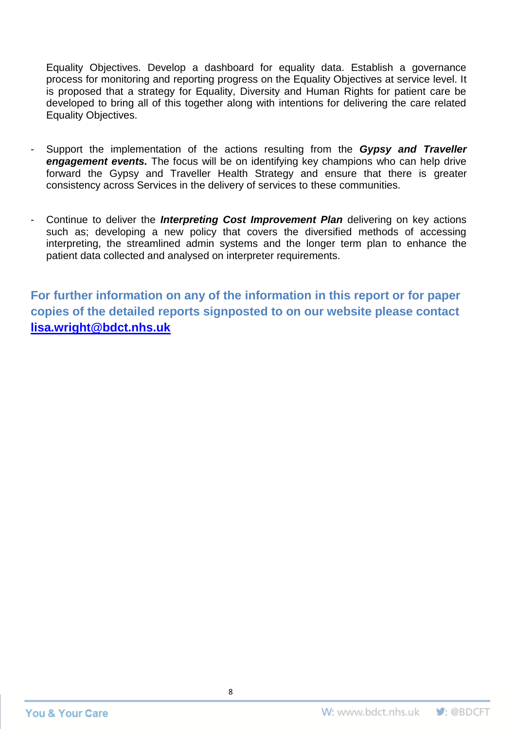Equality Objectives. Develop a dashboard for equality data. Establish a governance process for monitoring and reporting progress on the Equality Objectives at service level. It is proposed that a strategy for Equality, Diversity and Human Rights for patient care be developed to bring all of this together along with intentions for delivering the care related Equality Objectives.

- Support the implementation of the actions resulting from the ***Gypsy and Traveller engagement events.*** The focus will be on identifying key champions who can help drive forward the Gypsy and Traveller Health Strategy and ensure that there is greater consistency across Services in the delivery of services to these communities.

- Continue to deliver the ***Interpreting Cost Improvement Plan*** delivering on key actions such as; developing a new policy that covers the diversified methods of accessing interpreting, the streamlined admin systems and the longer term plan to enhance the patient data collected and analysed on interpreter requirements.

**For further information on any of the information in this report or for paper copies of the detailed reports signposted to on our website please contact [lisa.wright@bdct.nhs.uk](mailto:lisa.wright@bdct.nhs.uk)**